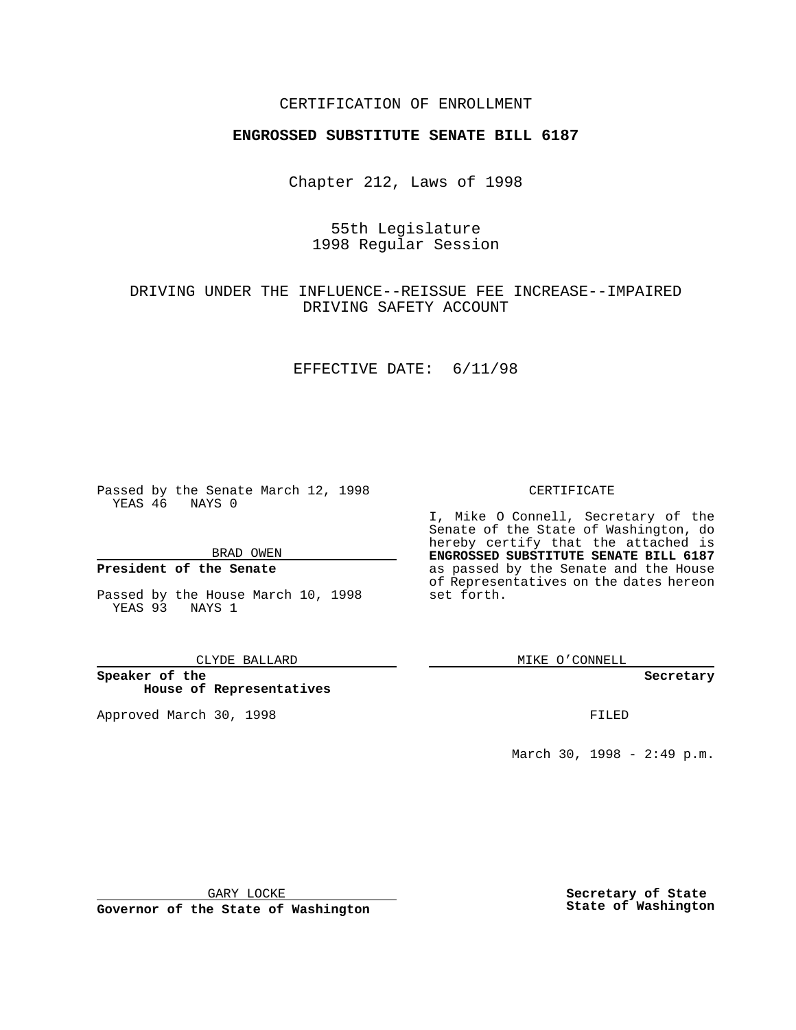CERTIFICATION OF ENROLLMENT

**ENGROSSED SUBSTITUTE SENATE BILL 6187**

Chapter 212, Laws of 1998

55th Legislature
1998 Regular Session

DRIVING UNDER THE INFLUENCE--REISSUE FEE INCREASE--IMPAIRED DRIVING SAFETY ACCOUNT

EFFECTIVE DATE: 6/11/98

Passed by the Senate March 12, 1998
YEAS 46 NAYS 0

BRAD OWEN

**President of the Senate**

Passed by the House March 10, 1998
YEAS 93 NAYS 1

CLYDE BALLARD

**Speaker of the House of Representatives**

Approved March 30, 1998

GARY LOCKE

**Governor of the State of Washington**

CERTIFICATE

I, Mike O Connell, Secretary of the Senate of the State of Washington, do hereby certify that the attached is **ENGROSSED SUBSTITUTE SENATE BILL 6187** as passed by the Senate and the House of Representatives on the dates hereon set forth.

MIKE O'CONNELL

**Secretary**

FILED

March 30, 1998 - 2:49 p.m.

**Secretary of State**
**State of Washington**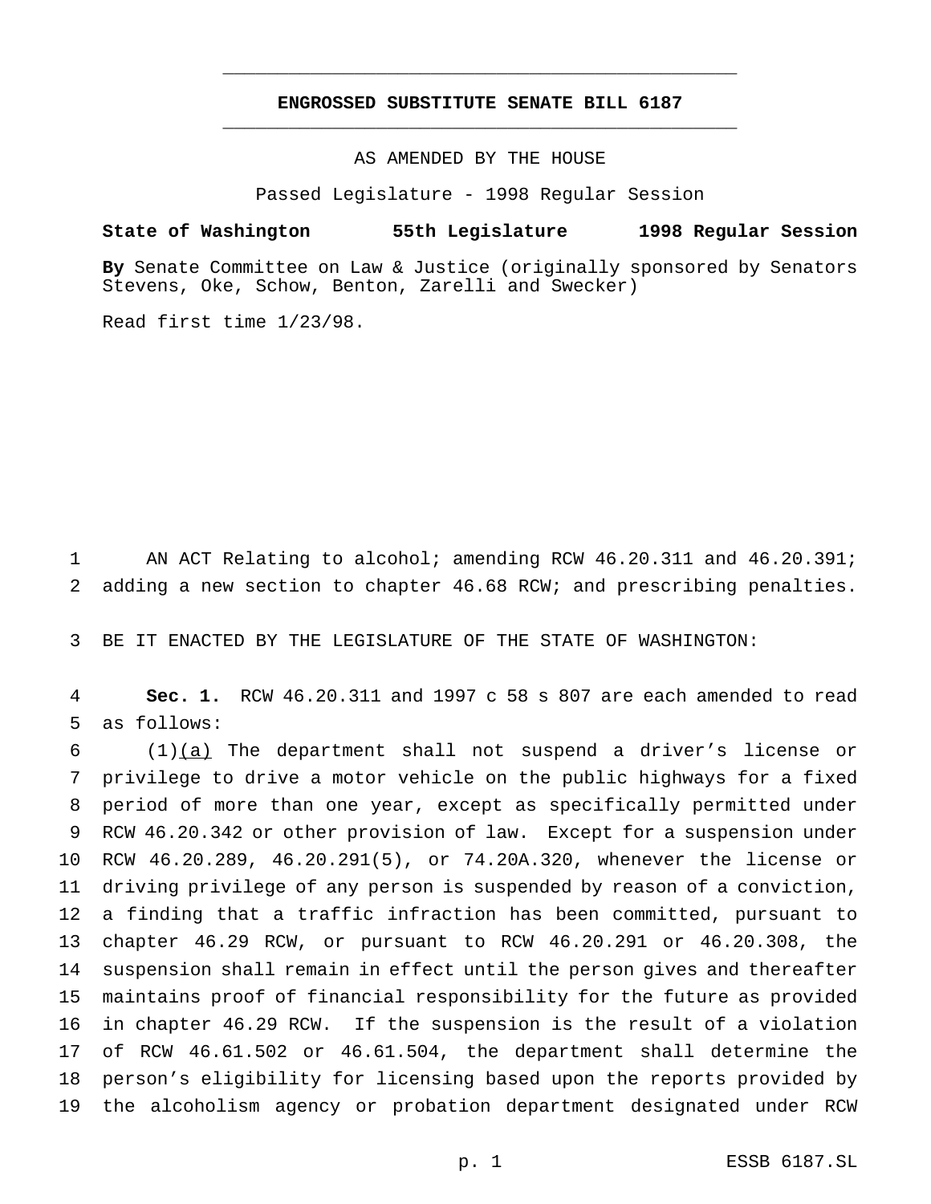# ENGROSSED SUBSTITUTE SENATE BILL 6187

AS AMENDED BY THE HOUSE

Passed Legislature - 1998 Regular Session

**State of Washington 55th Legislature 1998 Regular Session**

**By** Senate Committee on Law & Justice (originally sponsored by Senators Stevens, Oke, Schow, Benton, Zarelli and Swecker)

Read first time 1/23/98.

AN ACT Relating to alcohol; amending RCW 46.20.311 and 46.20.391; adding a new section to chapter 46.68 RCW; and prescribing penalties.

BE IT ENACTED BY THE LEGISLATURE OF THE STATE OF WASHINGTON:

**Sec. 1.** RCW 46.20.311 and 1997 c 58 s 807 are each amended to read as follows:

(1)(a) The department shall not suspend a driver's license or privilege to drive a motor vehicle on the public highways for a fixed period of more than one year, except as specifically permitted under RCW 46.20.342 or other provision of law. Except for a suspension under RCW 46.20.289, 46.20.291(5), or 74.20A.320, whenever the license or driving privilege of any person is suspended by reason of a conviction, a finding that a traffic infraction has been committed, pursuant to chapter 46.29 RCW, or pursuant to RCW 46.20.291 or 46.20.308, the suspension shall remain in effect until the person gives and thereafter maintains proof of financial responsibility for the future as provided in chapter 46.29 RCW. If the suspension is the result of a violation of RCW 46.61.502 or 46.61.504, the department shall determine the person's eligibility for licensing based upon the reports provided by the alcoholism agency or probation department designated under RCW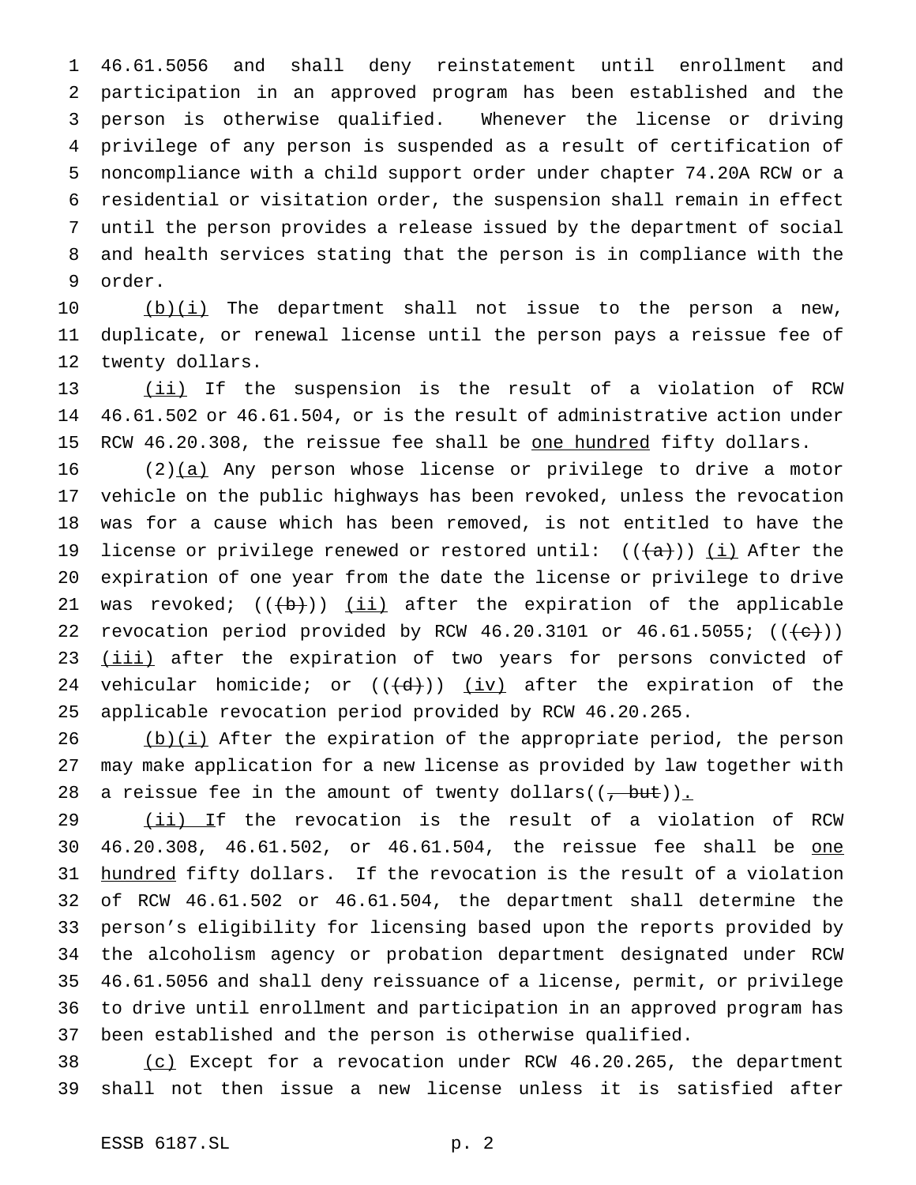46.61.5056 and shall deny reinstatement until enrollment and participation in an approved program has been established and the person is otherwise qualified. Whenever the license or driving privilege of any person is suspended as a result of certification of noncompliance with a child support order under chapter 74.20A RCW or a residential or visitation order, the suspension shall remain in effect until the person provides a release issued by the department of social and health services stating that the person is in compliance with the order.

(b)(i) The department shall not issue to the person a new, duplicate, or renewal license until the person pays a reissue fee of twenty dollars.

(ii) If the suspension is the result of a violation of RCW 46.61.502 or 46.61.504, or is the result of administrative action under RCW 46.20.308, the reissue fee shall be one hundred fifty dollars.

(2)(a) Any person whose license or privilege to drive a motor vehicle on the public highways has been revoked, unless the revocation was for a cause which has been removed, is not entitled to have the license or privilege renewed or restored until: (((a))) (i) After the expiration of one year from the date the license or privilege to drive was revoked; (((b))) (ii) after the expiration of the applicable revocation period provided by RCW 46.20.3101 or 46.61.5055; (((c))) (iii) after the expiration of two years for persons convicted of vehicular homicide; or (((d))) (iv) after the expiration of the applicable revocation period provided by RCW 46.20.265.

(b)(i) After the expiration of the appropriate period, the person may make application for a new license as provided by law together with a reissue fee in the amount of twenty dollars((, but)).

(ii) If the revocation is the result of a violation of RCW 46.20.308, 46.61.502, or 46.61.504, the reissue fee shall be one hundred fifty dollars. If the revocation is the result of a violation of RCW 46.61.502 or 46.61.504, the department shall determine the person's eligibility for licensing based upon the reports provided by the alcoholism agency or probation department designated under RCW 46.61.5056 and shall deny reissuance of a license, permit, or privilege to drive until enrollment and participation in an approved program has been established and the person is otherwise qualified.

(c) Except for a revocation under RCW 46.20.265, the department shall not then issue a new license unless it is satisfied after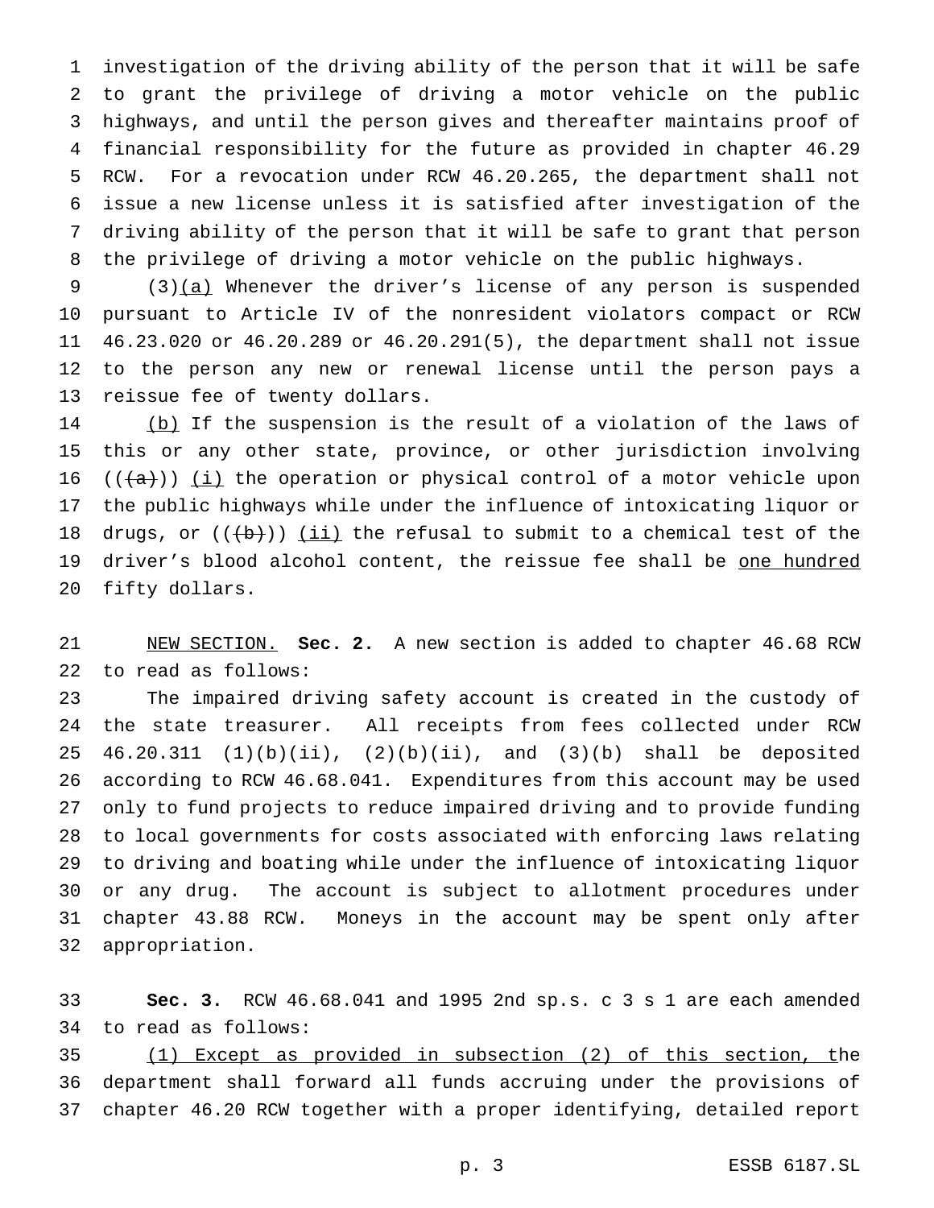investigation of the driving ability of the person that it will be safe to grant the privilege of driving a motor vehicle on the public highways, and until the person gives and thereafter maintains proof of financial responsibility for the future as provided in chapter 46.29 RCW. For a revocation under RCW 46.20.265, the department shall not issue a new license unless it is satisfied after investigation of the driving ability of the person that it will be safe to grant that person the privilege of driving a motor vehicle on the public highways.

(3)(a) Whenever the driver's license of any person is suspended pursuant to Article IV of the nonresident violators compact or RCW 46.23.020 or 46.20.289 or 46.20.291(5), the department shall not issue to the person any new or renewal license until the person pays a reissue fee of twenty dollars.

(b) If the suspension is the result of a violation of the laws of this or any other state, province, or other jurisdiction involving (((a))) (i) the operation or physical control of a motor vehicle upon the public highways while under the influence of intoxicating liquor or drugs, or (((b))) (ii) the refusal to submit to a chemical test of the driver's blood alcohol content, the reissue fee shall be one hundred fifty dollars.

NEW SECTION. **Sec. 2.** A new section is added to chapter 46.68 RCW to read as follows:

The impaired driving safety account is created in the custody of the state treasurer. All receipts from fees collected under RCW 46.20.311 (1)(b)(ii), (2)(b)(ii), and (3)(b) shall be deposited according to RCW 46.68.041. Expenditures from this account may be used only to fund projects to reduce impaired driving and to provide funding to local governments for costs associated with enforcing laws relating to driving and boating while under the influence of intoxicating liquor or any drug. The account is subject to allotment procedures under chapter 43.88 RCW. Moneys in the account may be spent only after appropriation.

**Sec. 3.** RCW 46.68.041 and 1995 2nd sp.s. c 3 s 1 are each amended to read as follows:

(1) Except as provided in subsection (2) of this section, the department shall forward all funds accruing under the provisions of chapter 46.20 RCW together with a proper identifying, detailed report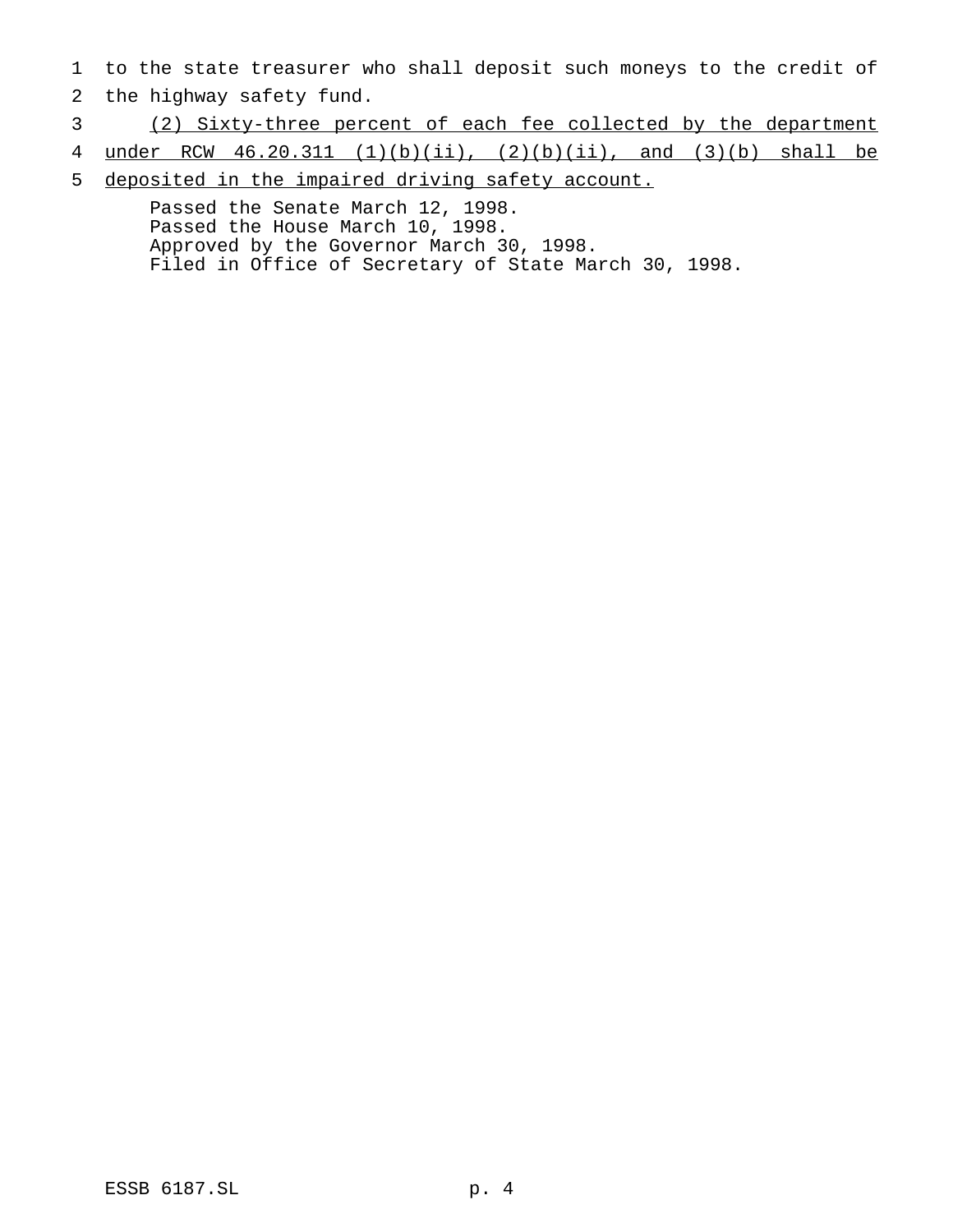to the state treasurer who shall deposit such moneys to the credit of the highway safety fund.

<u>(2) Sixty-three percent of each fee collected by the department under RCW 46.20.311 (1)(b)(ii), (2)(b)(ii), and (3)(b) shall be deposited in the impaired driving safety account.</u>

Passed the Senate March 12, 1998.
Passed the House March 10, 1998.
Approved by the Governor March 30, 1998.
Filed in Office of Secretary of State March 30, 1998.